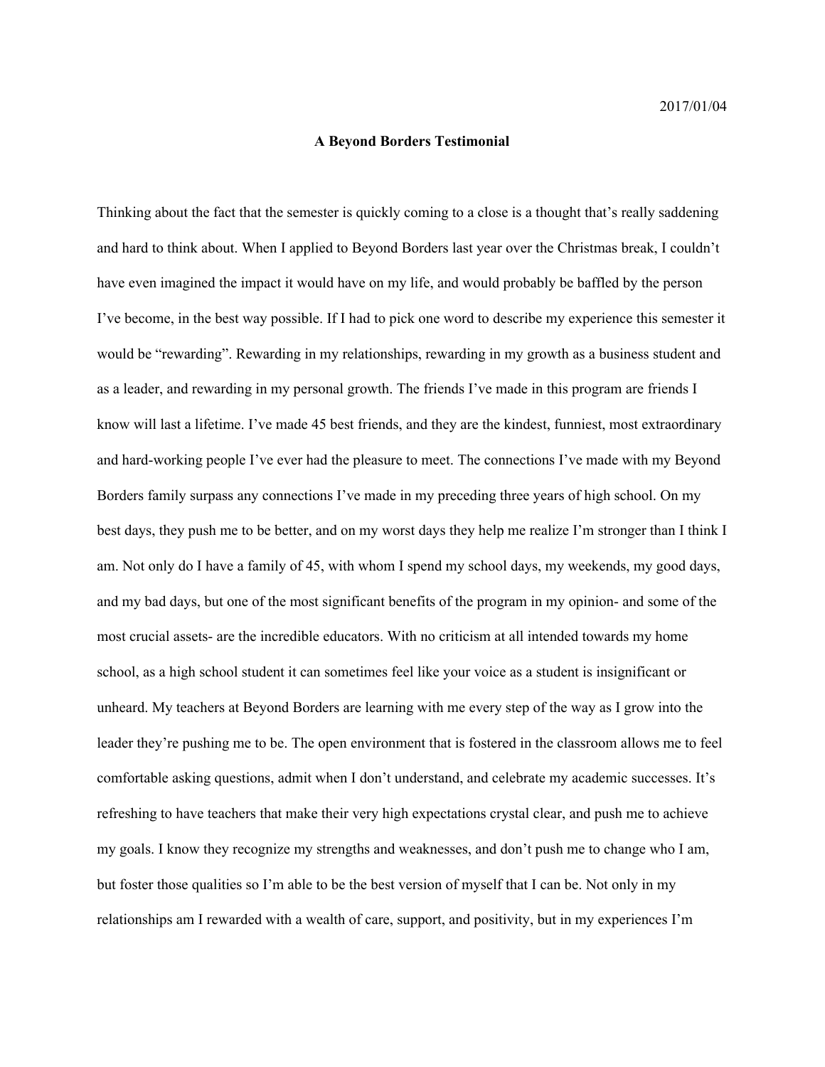2017/01/04

**A Beyond Borders Testimonial**

Thinking about the fact that the semester is quickly coming to a close is a thought that's really saddening and hard to think about. When I applied to Beyond Borders last year over the Christmas break, I couldn't have even imagined the impact it would have on my life, and would probably be baffled by the person I've become, in the best way possible. If I had to pick one word to describe my experience this semester it would be "rewarding". Rewarding in my relationships, rewarding in my growth as a business student and as a leader, and rewarding in my personal growth. The friends I've made in this program are friends I know will last a lifetime. I've made 45 best friends, and they are the kindest, funniest, most extraordinary and hard-working people I've ever had the pleasure to meet. The connections I've made with my Beyond Borders family surpass any connections I've made in my preceding three years of high school. On my best days, they push me to be better, and on my worst days they help me realize I'm stronger than I think I am. Not only do I have a family of 45, with whom I spend my school days, my weekends, my good days, and my bad days, but one of the most significant benefits of the program in my opinion- and some of the most crucial assets- are the incredible educators. With no criticism at all intended towards my home school, as a high school student it can sometimes feel like your voice as a student is insignificant or unheard. My teachers at Beyond Borders are learning with me every step of the way as I grow into the leader they're pushing me to be. The open environment that is fostered in the classroom allows me to feel comfortable asking questions, admit when I don't understand, and celebrate my academic successes. It's refreshing to have teachers that make their very high expectations crystal clear, and push me to achieve my goals. I know they recognize my strengths and weaknesses, and don't push me to change who I am, but foster those qualities so I'm able to be the best version of myself that I can be. Not only in my relationships am I rewarded with a wealth of care, support, and positivity, but in my experiences I'm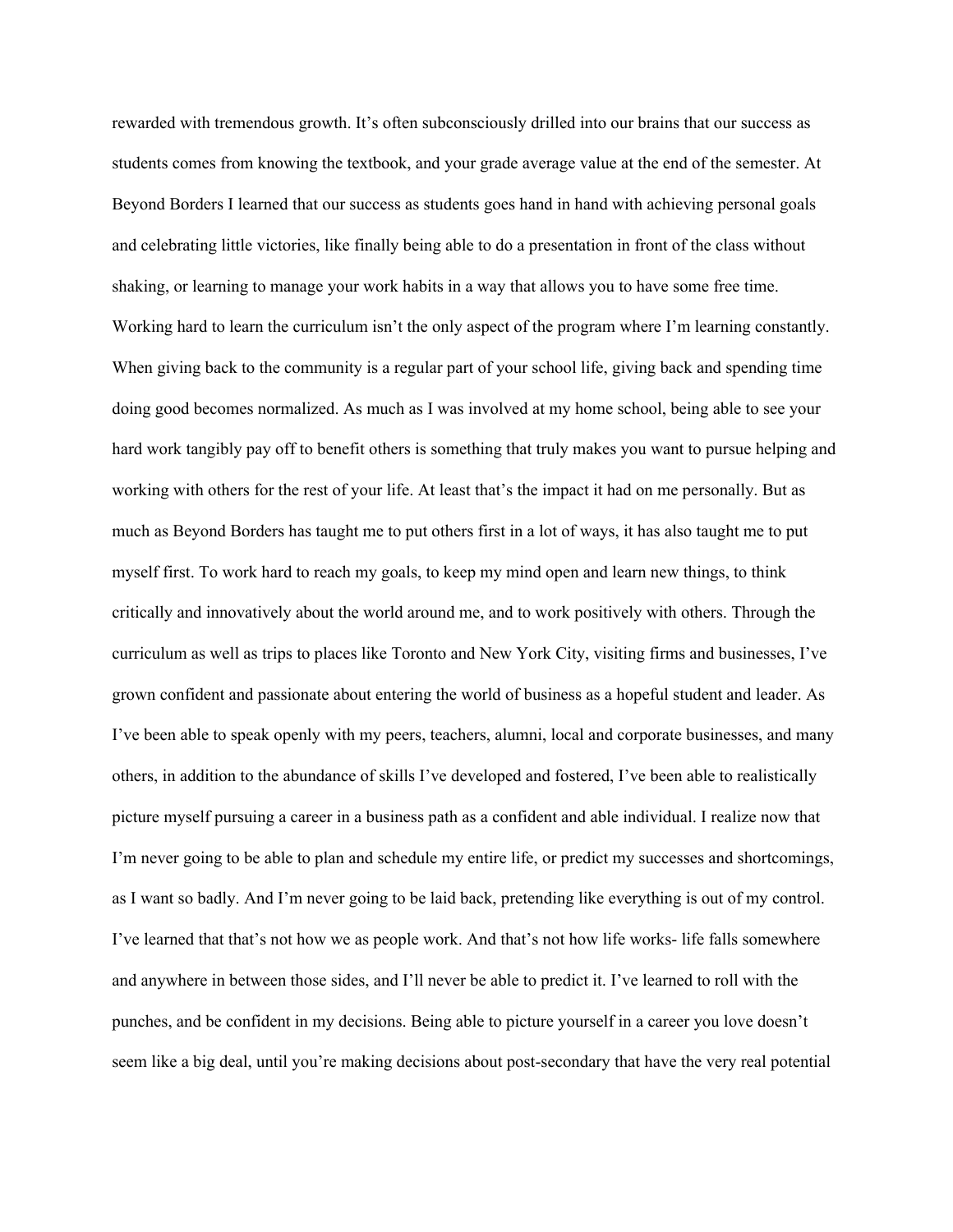rewarded with tremendous growth. It's often subconsciously drilled into our brains that our success as students comes from knowing the textbook, and your grade average value at the end of the semester. At Beyond Borders I learned that our success as students goes hand in hand with achieving personal goals and celebrating little victories, like finally being able to do a presentation in front of the class without shaking, or learning to manage your work habits in a way that allows you to have some free time. Working hard to learn the curriculum isn't the only aspect of the program where I'm learning constantly. When giving back to the community is a regular part of your school life, giving back and spending time doing good becomes normalized. As much as I was involved at my home school, being able to see your hard work tangibly pay off to benefit others is something that truly makes you want to pursue helping and working with others for the rest of your life. At least that's the impact it had on me personally. But as much as Beyond Borders has taught me to put others first in a lot of ways, it has also taught me to put myself first. To work hard to reach my goals, to keep my mind open and learn new things, to think critically and innovatively about the world around me, and to work positively with others. Through the curriculum as well as trips to places like Toronto and New York City, visiting firms and businesses, I've grown confident and passionate about entering the world of business as a hopeful student and leader. As I've been able to speak openly with my peers, teachers, alumni, local and corporate businesses, and many others, in addition to the abundance of skills I've developed and fostered, I've been able to realistically picture myself pursuing a career in a business path as a confident and able individual. I realize now that I'm never going to be able to plan and schedule my entire life, or predict my successes and shortcomings, as I want so badly. And I'm never going to be laid back, pretending like everything is out of my control. I've learned that that's not how we as people work. And that's not how life works- life falls somewhere and anywhere in between those sides, and I'll never be able to predict it. I've learned to roll with the punches, and be confident in my decisions. Being able to picture yourself in a career you love doesn't seem like a big deal, until you're making decisions about post-secondary that have the very real potential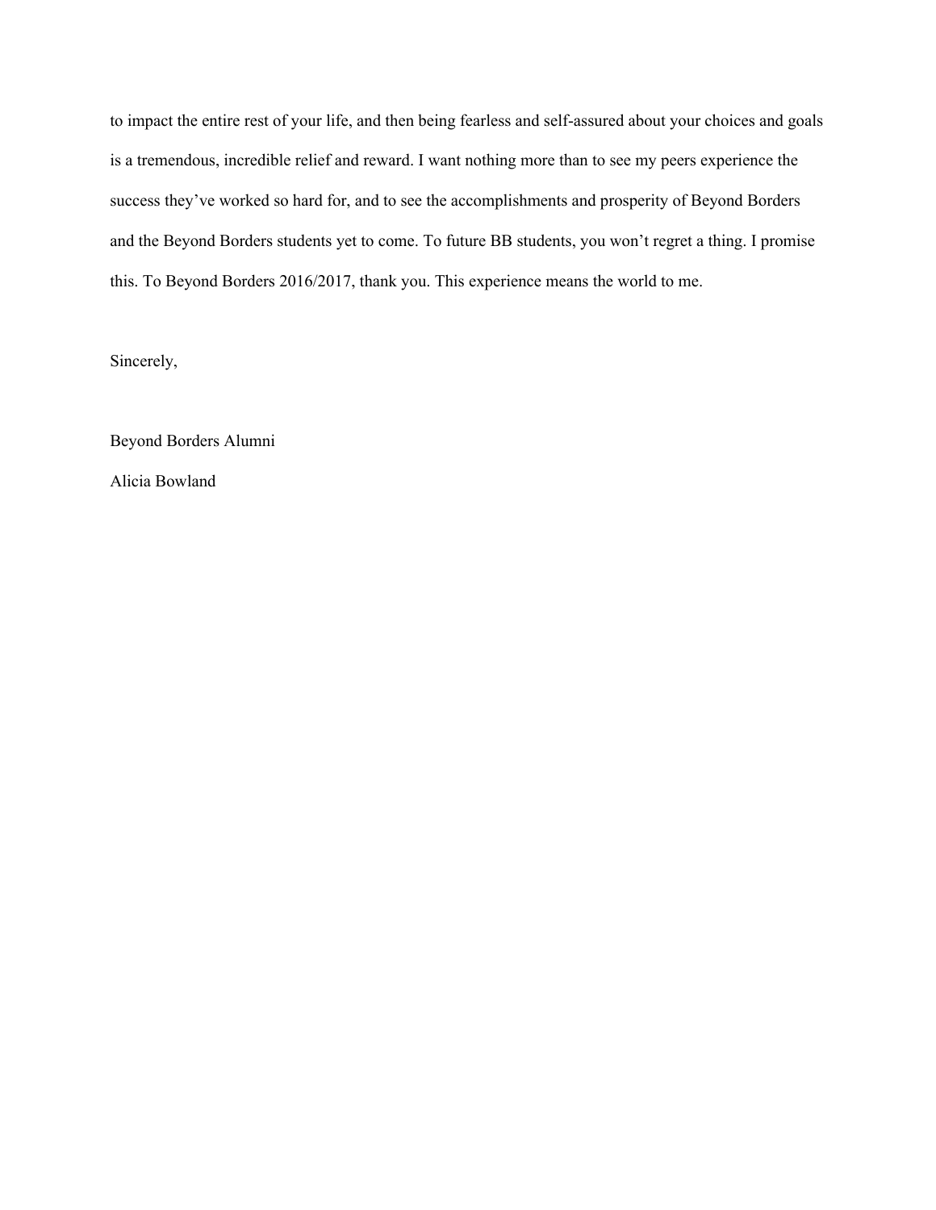to impact the entire rest of your life, and then being fearless and self-assured about your choices and goals is a tremendous, incredible relief and reward. I want nothing more than to see my peers experience the success they've worked so hard for, and to see the accomplishments and prosperity of Beyond Borders and the Beyond Borders students yet to come. To future BB students, you won't regret a thing. I promise this. To Beyond Borders 2016/2017, thank you. This experience means the world to me.

Sincerely,

Beyond Borders Alumni

Alicia Bowland